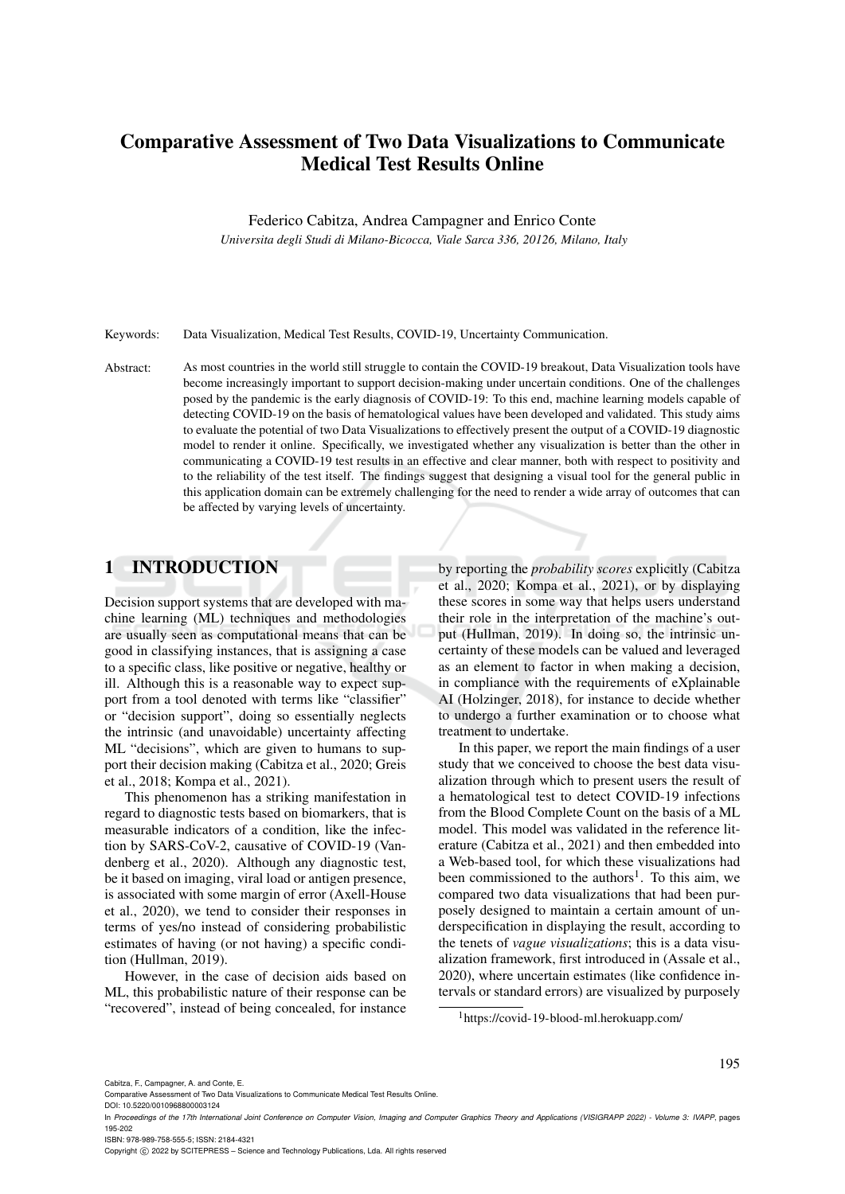# Comparative Assessment of Two Data Visualizations to Communicate Medical Test Results Online

Federico Cabitza, Andrea Campagner and Enrico Conte

*Universita degli Studi di Milano-Bicocca, Viale Sarca 336, 20126, Milano, Italy*

Keywords: Data Visualization, Medical Test Results, COVID-19, Uncertainty Communication.

Abstract: As most countries in the world still struggle to contain the COVID-19 breakout, Data Visualization tools have become increasingly important to support decision-making under uncertain conditions. One of the challenges posed by the pandemic is the early diagnosis of COVID-19: To this end, machine learning models capable of detecting COVID-19 on the basis of hematological values have been developed and validated. This study aims to evaluate the potential of two Data Visualizations to effectively present the output of a COVID-19 diagnostic model to render it online. Specifically, we investigated whether any visualization is better than the other in communicating a COVID-19 test results in an effective and clear manner, both with respect to positivity and to the reliability of the test itself. The findings suggest that designing a visual tool for the general public in this application domain can be extremely challenging for the need to render a wide array of outcomes that can be affected by varying levels of uncertainty.

## 1 INTRODUCTION

Decision support systems that are developed with machine learning (ML) techniques and methodologies are usually seen as computational means that can be good in classifying instances, that is assigning a case to a specific class, like positive or negative, healthy or ill. Although this is a reasonable way to expect support from a tool denoted with terms like "classifier" or "decision support", doing so essentially neglects the intrinsic (and unavoidable) uncertainty affecting ML "decisions", which are given to humans to support their decision making (Cabitza et al., 2020; Greis et al., 2018; Kompa et al., 2021).

This phenomenon has a striking manifestation in regard to diagnostic tests based on biomarkers, that is measurable indicators of a condition, like the infection by SARS-CoV-2, causative of COVID-19 (Vandenberg et al., 2020). Although any diagnostic test, be it based on imaging, viral load or antigen presence, is associated with some margin of error (Axell-House et al., 2020), we tend to consider their responses in terms of yes/no instead of considering probabilistic estimates of having (or not having) a specific condition (Hullman, 2019).

However, in the case of decision aids based on ML, this probabilistic nature of their response can be "recovered", instead of being concealed, for instance by reporting the *probability scores* explicitly (Cabitza et al., 2020; Kompa et al., 2021), or by displaying these scores in some way that helps users understand their role in the interpretation of the machine's output (Hullman, 2019). In doing so, the intrinsic uncertainty of these models can be valued and leveraged as an element to factor in when making a decision, in compliance with the requirements of eXplainable AI (Holzinger, 2018), for instance to decide whether to undergo a further examination or to choose what treatment to undertake.

In this paper, we report the main findings of a user study that we conceived to choose the best data visualization through which to present users the result of a hematological test to detect COVID-19 infections from the Blood Complete Count on the basis of a ML model. This model was validated in the reference literature (Cabitza et al., 2021) and then embedded into a Web-based tool, for which these visualizations had been commissioned to the authors[1]. To this aim, we compared two data visualizations that had been purposely designed to maintain a certain amount of underspecification in displaying the result, according to the tenets of *vague visualizations*; this is a data visualization framework, first introduced in (Assale et al., 2020), where uncertain estimates (like confidence intervals or standard errors) are visualized by purposely

[1] https://covid-19-blood-ml.herokuapp.com/

Cabitza, F., Campagner, A. and Conte, E.
Comparative Assessment of Two Data Visualizations to Communicate Medical Test Results Online.
DOI: 10.5220/0010968800003124
In *Proceedings of the 17th International Joint Conference on Computer Vision, Imaging and Computer Graphics Theory and Applications (VISIGRAPP 2022) - Volume 3: IVAPP*, pages 195-202
ISBN: 978-989-758-555-5; ISSN: 2184-4321
Copyright © 2022 by SCITEPRESS – Science and Technology Publications, Lda. All rights reserved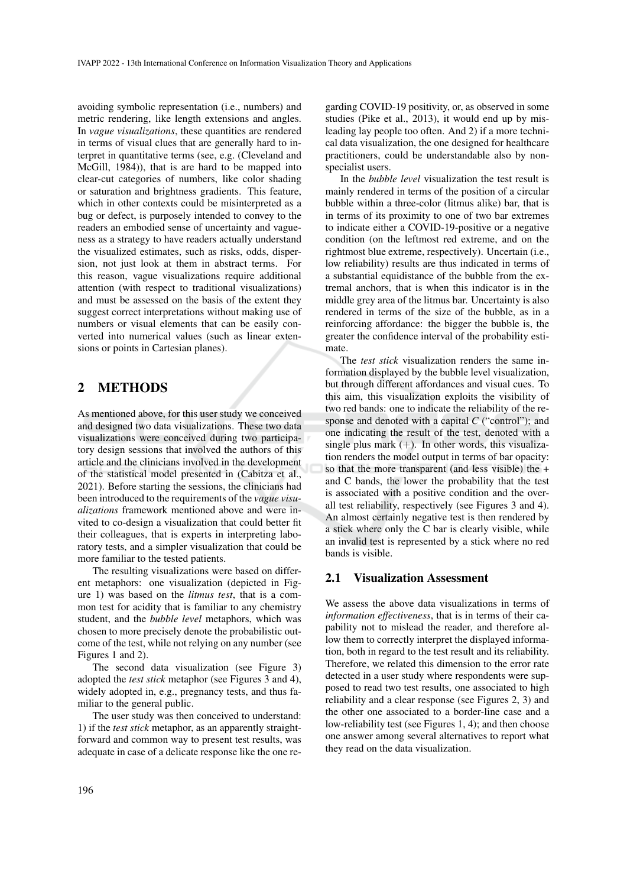avoiding symbolic representation (i.e., numbers) and metric rendering, like length extensions and angles. In *vague visualizations*, these quantities are rendered in terms of visual clues that are generally hard to interpret in quantitative terms (see, e.g. (Cleveland and McGill, 1984)), that is are hard to be mapped into clear-cut categories of numbers, like color shading or saturation and brightness gradients. This feature, which in other contexts could be misinterpreted as a bug or defect, is purposely intended to convey to the readers an embodied sense of uncertainty and vagueness as a strategy to have readers actually understand the visualized estimates, such as risks, odds, dispersion, not just look at them in abstract terms. For this reason, vague visualizations require additional attention (with respect to traditional visualizations) and must be assessed on the basis of the extent they suggest correct interpretations without making use of numbers or visual elements that can be easily converted into numerical values (such as linear extensions or points in Cartesian planes).

## 2 METHODS

As mentioned above, for this user study we conceived and designed two data visualizations. These two data visualizations were conceived during two participatory design sessions that involved the authors of this article and the clinicians involved in the development of the statistical model presented in (Cabitza et al., 2021). Before starting the sessions, the clinicians had been introduced to the requirements of the *vague visualizations* framework mentioned above and were invited to co-design a visualization that could better fit their colleagues, that is experts in interpreting laboratory tests, and a simpler visualization that could be more familiar to the tested patients.

The resulting visualizations were based on different metaphors: one visualization (depicted in Figure 1) was based on the *litmus test*, that is a common test for acidity that is familiar to any chemistry student, and the *bubble level* metaphors, which was chosen to more precisely denote the probabilistic outcome of the test, while not relying on any number (see Figures 1 and 2).

The second data visualization (see Figure 3) adopted the *test stick* metaphor (see Figures 3 and 4), widely adopted in, e.g., pregnancy tests, and thus familiar to the general public.

The user study was then conceived to understand: 1) if the *test stick* metaphor, as an apparently straightforward and common way to present test results, was adequate in case of a delicate response like the one regarding COVID-19 positivity, or, as observed in some studies (Pike et al., 2013), it would end up by misleading lay people too often. And 2) if a more technical data visualization, the one designed for healthcare practitioners, could be understandable also by non-specialist users.

In the *bubble level* visualization the test result is mainly rendered in terms of the position of a circular bubble within a three-color (litmus alike) bar, that is in terms of its proximity to one of two bar extremes to indicate either a COVID-19-positive or a negative condition (on the leftmost red extreme, and on the rightmost blue extreme, respectively). Uncertain (i.e., low reliability) results are thus indicated in terms of a substantial equidistance of the bubble from the extremal anchors, that is when this indicator is in the middle grey area of the litmus bar. Uncertainty is also rendered in terms of the size of the bubble, as in a reinforcing affordance: the bigger the bubble is, the greater the confidence interval of the probability estimate.

The *test stick* visualization renders the same information displayed by the bubble level visualization, but through different affordances and visual cues. To this aim, this visualization exploits the visibility of two red bands: one to indicate the reliability of the response and denoted with a capital *C* ("control"); and one indicating the result of the test, denoted with a single plus mark (+). In other words, this visualization renders the model output in terms of bar opacity: so that the more transparent (and less visible) the + and C bands, the lower the probability that the test is associated with a positive condition and the overall test reliability, respectively (see Figures 3 and 4). An almost certainly negative test is then rendered by a stick where only the C bar is clearly visible, while an invalid test is represented by a stick where no red bands is visible.

### 2.1 Visualization Assessment

We assess the above data visualizations in terms of *information effectiveness*, that is in terms of their capability not to mislead the reader, and therefore allow them to correctly interpret the displayed information, both in regard to the test result and its reliability. Therefore, we related this dimension to the error rate detected in a user study where respondents were supposed to read two test results, one associated to high reliability and a clear response (see Figures 2, 3) and the other one associated to a border-line case and a low-reliability test (see Figures 1, 4); and then choose one answer among several alternatives to report what they read on the data visualization.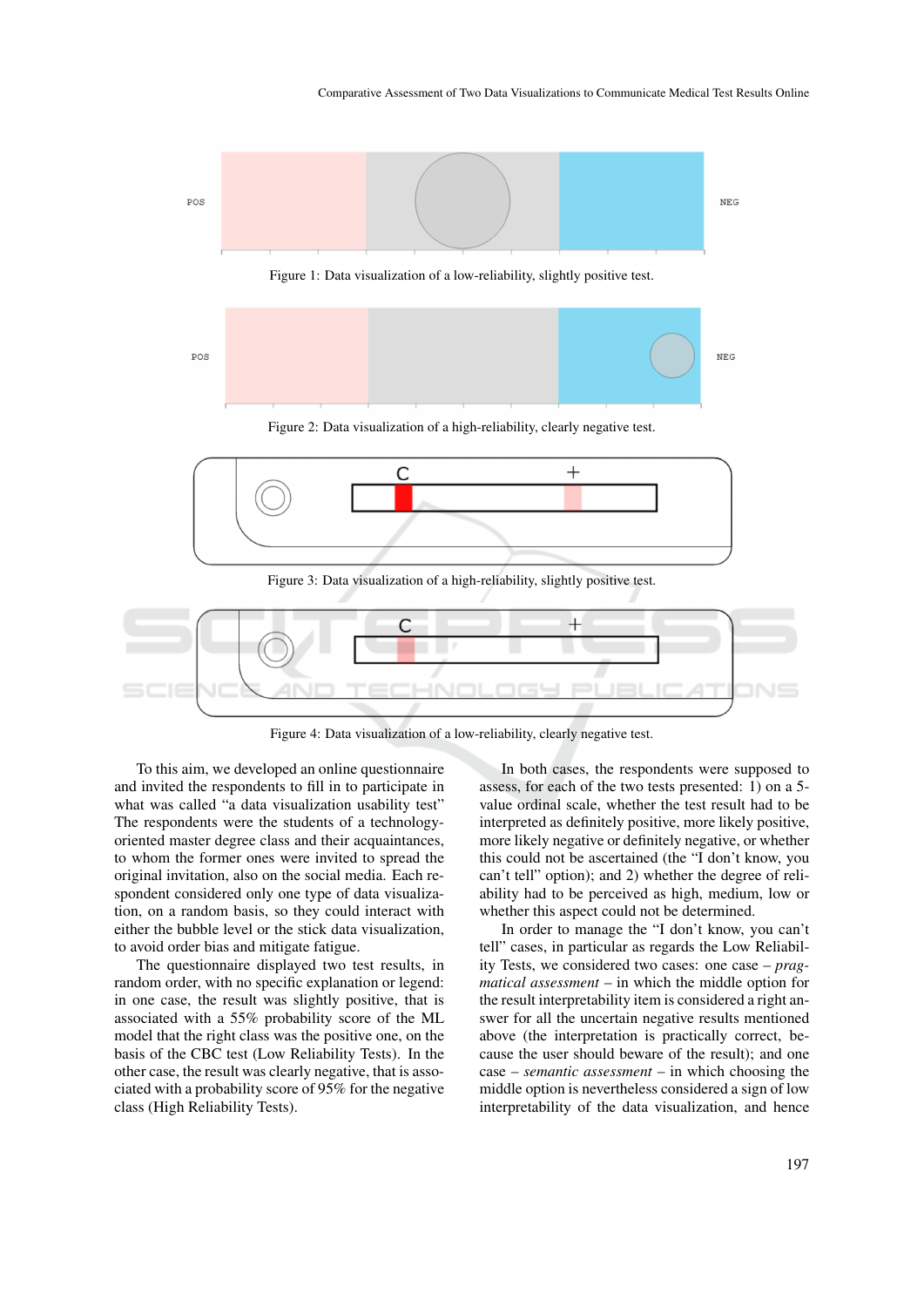Figure 1: Data visualization of a low-reliability, slightly positive test.

Figure 2: Data visualization of a high-reliability, clearly negative test.

Figure 3: Data visualization of a high-reliability, slightly positive test.

Figure 4: Data visualization of a low-reliability, clearly negative test.

To this aim, we developed an online questionnaire and invited the respondents to fill in to participate in what was called "a data visualization usability test" The respondents were the students of a technology-oriented master degree class and their acquaintances, to whom the former ones were invited to spread the original invitation, also on the social media. Each respondent considered only one type of data visualization, on a random basis, so they could interact with either the bubble level or the stick data visualization, to avoid order bias and mitigate fatigue.

The questionnaire displayed two test results, in random order, with no specific explanation or legend: in one case, the result was slightly positive, that is associated with a 55% probability score of the ML model that the right class was the positive one, on the basis of the CBC test (Low Reliability Tests). In the other case, the result was clearly negative, that is associated with a probability score of 95% for the negative class (High Reliability Tests).

In both cases, the respondents were supposed to assess, for each of the two tests presented: 1) on a 5-value ordinal scale, whether the test result had to be interpreted as definitely positive, more likely positive, more likely negative or definitely negative, or whether this could not be ascertained (the "I don't know, you can't tell" option); and 2) whether the degree of reliability had to be perceived as high, medium, low or whether this aspect could not be determined.

In order to manage the "I don't know, you can't tell" cases, in particular as regards the Low Reliability Tests, we considered two cases: one case – *pragmatical assessment* – in which the middle option for the result interpretability item is considered a right answer for all the uncertain negative results mentioned above (the interpretation is practically correct, because the user should beware of the result); and one case – *semantic assessment* – in which choosing the middle option is nevertheless considered a sign of low interpretability of the data visualization, and hence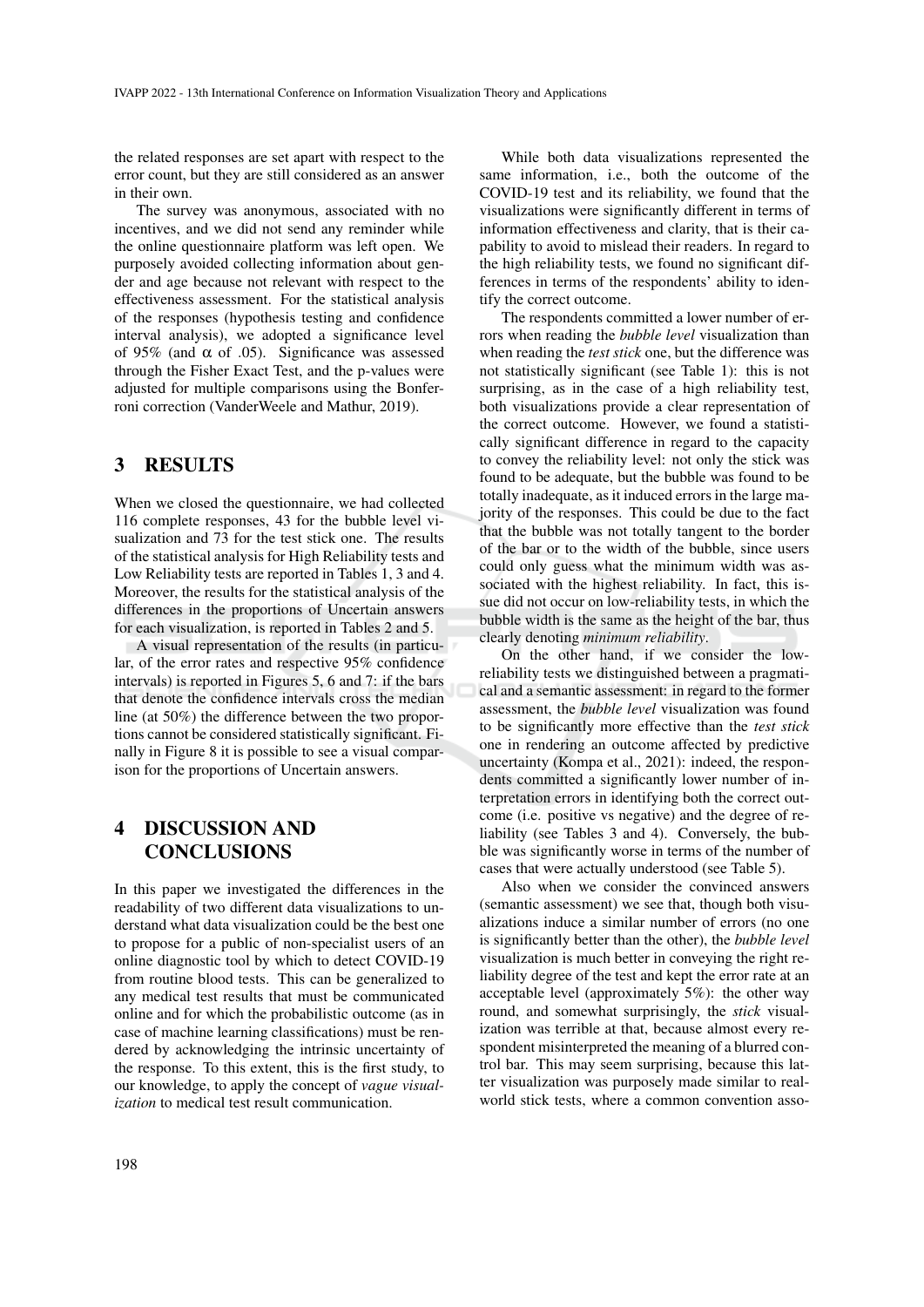the related responses are set apart with respect to the error count, but they are still considered as an answer in their own.

The survey was anonymous, associated with no incentives, and we did not send any reminder while the online questionnaire platform was left open. We purposely avoided collecting information about gender and age because not relevant with respect to the effectiveness assessment. For the statistical analysis of the responses (hypothesis testing and confidence interval analysis), we adopted a significance level of 95% (and $\alpha$ of .05). Significance was assessed through the Fisher Exact Test, and the p-values were adjusted for multiple comparisons using the Bonferroni correction (VanderWeele and Mathur, 2019).

## 3 RESULTS

When we closed the questionnaire, we had collected 116 complete responses, 43 for the bubble level visualization and 73 for the test stick one. The results of the statistical analysis for High Reliability tests and Low Reliability tests are reported in Tables 1, 3 and 4. Moreover, the results for the statistical analysis of the differences in the proportions of Uncertain answers for each visualization, is reported in Tables 2 and 5.

A visual representation of the results (in particular, of the error rates and respective 95% confidence intervals) is reported in Figures 5, 6 and 7: if the bars that denote the confidence intervals cross the median line (at 50%) the difference between the two proportions cannot be considered statistically significant. Finally in Figure 8 it is possible to see a visual comparison for the proportions of Uncertain answers.

## 4 DISCUSSION AND CONCLUSIONS

In this paper we investigated the differences in the readability of two different data visualizations to understand what data visualization could be the best one to propose for a public of non-specialist users of an online diagnostic tool by which to detect COVID-19 from routine blood tests. This can be generalized to any medical test results that must be communicated online and for which the probabilistic outcome (as in case of machine learning classifications) must be rendered by acknowledging the intrinsic uncertainty of the response. To this extent, this is the first study, to our knowledge, to apply the concept of *vague visualization* to medical test result communication.

While both data visualizations represented the same information, i.e., both the outcome of the COVID-19 test and its reliability, we found that the visualizations were significantly different in terms of information effectiveness and clarity, that is their capability to avoid to mislead their readers. In regard to the high reliability tests, we found no significant differences in terms of the respondents' ability to identify the correct outcome.

The respondents committed a lower number of errors when reading the *bubble level* visualization than when reading the *test stick* one, but the difference was not statistically significant (see Table 1): this is not surprising, as in the case of a high reliability test, both visualizations provide a clear representation of the correct outcome. However, we found a statistically significant difference in regard to the capacity to convey the reliability level: not only the stick was found to be adequate, but the bubble was found to be totally inadequate, as it induced errors in the large majority of the responses. This could be due to the fact that the bubble was not totally tangent to the border of the bar or to the width of the bubble, since users could only guess what the minimum width was associated with the highest reliability. In fact, this issue did not occur on low-reliability tests, in which the bubble width is the same as the height of the bar, thus clearly denoting *minimum reliability*.

On the other hand, if we consider the low-reliability tests we distinguished between a pragmatical and a semantic assessment: in regard to the former assessment, the *bubble level* visualization was found to be significantly more effective than the *test stick* one in rendering an outcome affected by predictive uncertainty (Kompa et al., 2021): indeed, the respondents committed a significantly lower number of interpretation errors in identifying both the correct outcome (i.e. positive vs negative) and the degree of reliability (see Tables 3 and 4). Conversely, the bubble was significantly worse in terms of the number of cases that were actually understood (see Table 5).

Also when we consider the convinced answers (semantic assessment) we see that, though both visualizations induce a similar number of errors (no one is significantly better than the other), the *bubble level* visualization is much better in conveying the right reliability degree of the test and kept the error rate at an acceptable level (approximately 5%): the other way round, and somewhat surprisingly, the *stick* visualization was terrible at that, because almost every respondent misinterpreted the meaning of a blurred control bar. This may seem surprising, because this latter visualization was purposely made similar to real-world stick tests, where a common convention asso-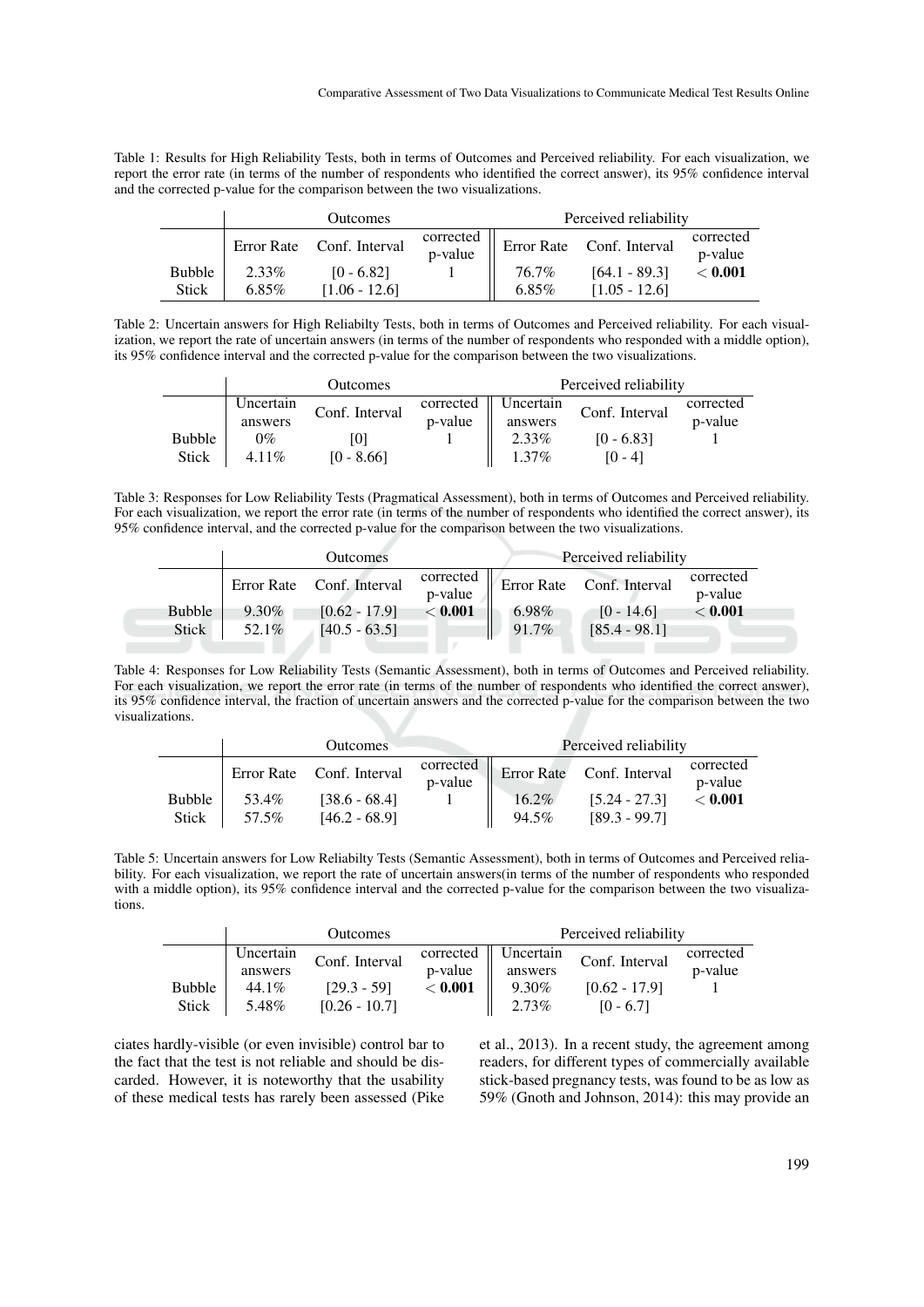Table 1: Results for High Reliability Tests, both in terms of Outcomes and Perceived reliability. For each visualization, we report the error rate (in terms of the number of respondents who identified the correct answer), its 95% confidence interval and the corrected p-value for the comparison between the two visualizations.

| | Outcomes | | | Perceived reliability | | |
|---|---|---|---|---|---|---|
| | Error Rate | Conf. Interval | corrected p-value | Error Rate | Conf. Interval | corrected p-value |
| Bubble | 2.33% | [0 - 6.82] | 1 | 76.7% | [64.1 - 89.3] | **< 0.001** |
| Stick | 6.85% | [1.06 - 12.6] | | 6.85% | [1.05 - 12.6] | |

Table 2: Uncertain answers for High Reliabilty Tests, both in terms of Outcomes and Perceived reliability. For each visualization, we report the rate of uncertain answers (in terms of the number of respondents who responded with a middle option), its 95% confidence interval and the corrected p-value for the comparison between the two visualizations.

| | Outcomes | | | Perceived reliability | | |
|---|---|---|---|---|---|---|
| | Uncertain answers | Conf. Interval | corrected p-value | Uncertain answers | Conf. Interval | corrected p-value |
| Bubble | 0% | [0] | 1 | 2.33% | [0 - 6.83] | 1 |
| Stick | 4.11% | [0 - 8.66] | | 1.37% | [0 - 4] | |

Table 3: Responses for Low Reliability Tests (Pragmatical Assessment), both in terms of Outcomes and Perceived reliability. For each visualization, we report the error rate (in terms of the number of respondents who identified the correct answer), its 95% confidence interval, and the corrected p-value for the comparison between the two visualizations.

| | Outcomes | | | Perceived reliability | | |
|---|---|---|---|---|---|---|
| | Error Rate | Conf. Interval | corrected p-value | Error Rate | Conf. Interval | corrected p-value |
| Bubble | 9.30% | [0.62 - 17.9] | **< 0.001** | 6.98% | [0 - 14.6] | **< 0.001** |
| Stick | 52.1% | [40.5 - 63.5] | | 91.7% | [85.4 - 98.1] | |

Table 4: Responses for Low Reliability Tests (Semantic Assessment), both in terms of Outcomes and Perceived reliability. For each visualization, we report the error rate (in terms of the number of respondents who identified the correct answer), its 95% confidence interval, the fraction of uncertain answers and the corrected p-value for the comparison between the two visualizations.

| | Outcomes | | | Perceived reliability | | |
|---|---|---|---|---|---|---|
| | Error Rate | Conf. Interval | corrected p-value | Error Rate | Conf. Interval | corrected p-value |
| Bubble | 53.4% | [38.6 - 68.4] | 1 | 16.2% | [5.24 - 27.3] | **< 0.001** |
| Stick | 57.5% | [46.2 - 68.9] | | 94.5% | [89.3 - 99.7] | |

Table 5: Uncertain answers for Low Reliabilty Tests (Semantic Assessment), both in terms of Outcomes and Perceived reliability. For each visualization, we report the rate of uncertain answers(in terms of the number of respondents who responded with a middle option), its 95% confidence interval and the corrected p-value for the comparison between the two visualizations.

| | Outcomes | | | Perceived reliability | | |
|---|---|---|---|---|---|---|
| | Uncertain answers | Conf. Interval | corrected p-value | Uncertain answers | Conf. Interval | corrected p-value |
| Bubble | 44.1% | [29.3 - 59] | **< 0.001** | 9.30% | [0.62 - 17.9] | 1 |
| Stick | 5.48% | [0.26 - 10.7] | | 2.73% | [0 - 6.7] | |

ciates hardly-visible (or even invisible) control bar to the fact that the test is not reliable and should be discarded. However, it is noteworthy that the usability of these medical tests has rarely been assessed (Pike et al., 2013). In a recent study, the agreement among readers, for different types of commercially available stick-based pregnancy tests, was found to be as low as 59% (Gnoth and Johnson, 2014): this may provide an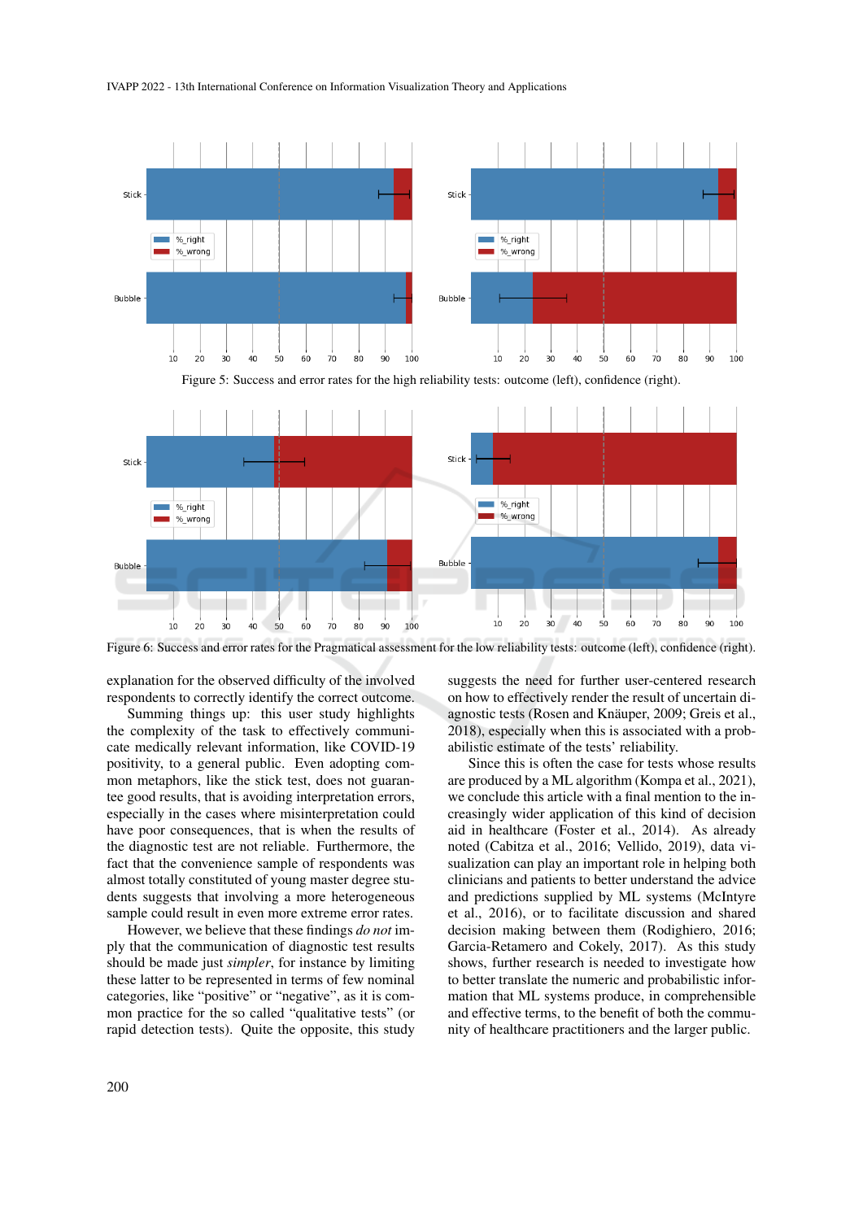Figure 5: Success and error rates for the high reliability tests: outcome (left), confidence (right).

Figure 6: Success and error rates for the Pragmatical assessment for the low reliability tests: outcome (left), confidence (right).

explanation for the observed difficulty of the involved respondents to correctly identify the correct outcome.

Summing things up: this user study highlights the complexity of the task to effectively communicate medically relevant information, like COVID-19 positivity, to a general public. Even adopting common metaphors, like the stick test, does not guarantee good results, that is avoiding interpretation errors, especially in the cases where misinterpretation could have poor consequences, that is when the results of the diagnostic test are not reliable. Furthermore, the fact that the convenience sample of respondents was almost totally constituted of young master degree students suggests that involving a more heterogeneous sample could result in even more extreme error rates.

However, we believe that these findings *do not* imply that the communication of diagnostic test results should be made just *simpler*, for instance by limiting these latter to be represented in terms of few nominal categories, like "positive" or "negative", as it is common practice for the so called "qualitative tests" (or rapid detection tests). Quite the opposite, this study suggests the need for further user-centered research on how to effectively render the result of uncertain diagnostic tests (Rosen and Knäuper, 2009; Greis et al., 2018), especially when this is associated with a probabilistic estimate of the tests' reliability.

Since this is often the case for tests whose results are produced by a ML algorithm (Kompa et al., 2021), we conclude this article with a final mention to the increasingly wider application of this kind of decision aid in healthcare (Foster et al., 2014). As already noted (Cabitza et al., 2016; Vellido, 2019), data visualization can play an important role in helping both clinicians and patients to better understand the advice and predictions supplied by ML systems (McIntyre et al., 2016), or to facilitate discussion and shared decision making between them (Rodighiero, 2016; Garcia-Retamero and Cokely, 2017). As this study shows, further research is needed to investigate how to better translate the numeric and probabilistic information that ML systems produce, in comprehensible and effective terms, to the benefit of both the community of healthcare practitioners and the larger public.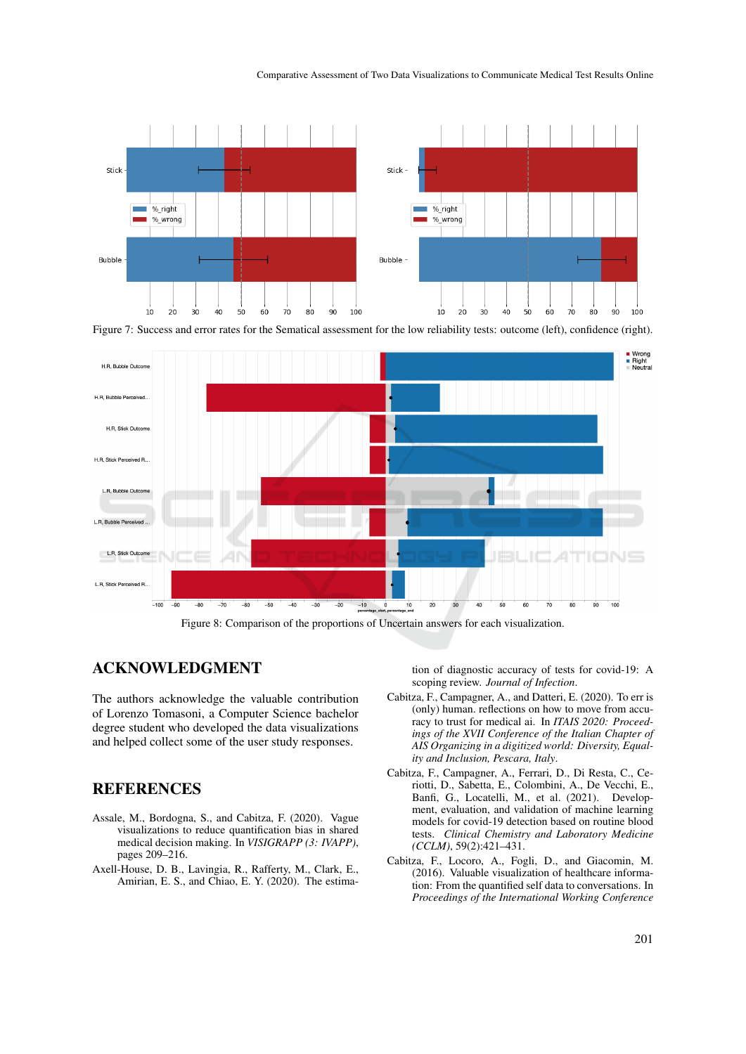Figure 7: Success and error rates for the Semantical assessment for the low reliability tests: outcome (left), confidence (right).

Figure 8: Comparison of the proportions of Uncertain answers for each visualization.

## ACKNOWLEDGMENT

The authors acknowledge the valuable contribution of Lorenzo Tomasoni, a Computer Science bachelor degree student who developed the data visualizations and helped collect some of the user study responses.

## REFERENCES

Assale, M., Bordogna, S., and Cabitza, F. (2020). Vague visualizations to reduce quantification bias in shared medical decision making. In *VISIGRAPP (3: IVAPP)*, pages 209–216.

Axell-House, D. B., Lavingia, R., Rafferty, M., Clark, E., Amirian, E. S., and Chiao, E. Y. (2020). The estimation of diagnostic accuracy of tests for covid-19: A scoping review. *Journal of Infection*.

Cabitza, F., Campagner, A., and Datteri, E. (2020). To err is (only) human. reflections on how to move from accuracy to trust for medical ai. In *ITAIS 2020: Proceedings of the XVII Conference of the Italian Chapter of AIS Organizing in a digitized world: Diversity, Equality and Inclusion, Pescara, Italy*.

Cabitza, F., Campagner, A., Ferrari, D., Di Resta, C., Ceriotti, D., Sabetta, E., Colombini, A., De Vecchi, E., Banfi, G., Locatelli, M., et al. (2021). Development, evaluation, and validation of machine learning models for covid-19 detection based on routine blood tests. *Clinical Chemistry and Laboratory Medicine (CCLM)*, 59(2):421–431.

Cabitza, F., Locoro, A., Fogli, D., and Giacomin, M. (2016). Valuable visualization of healthcare information: From the quantified self data to conversations. In *Proceedings of the International Working Conference*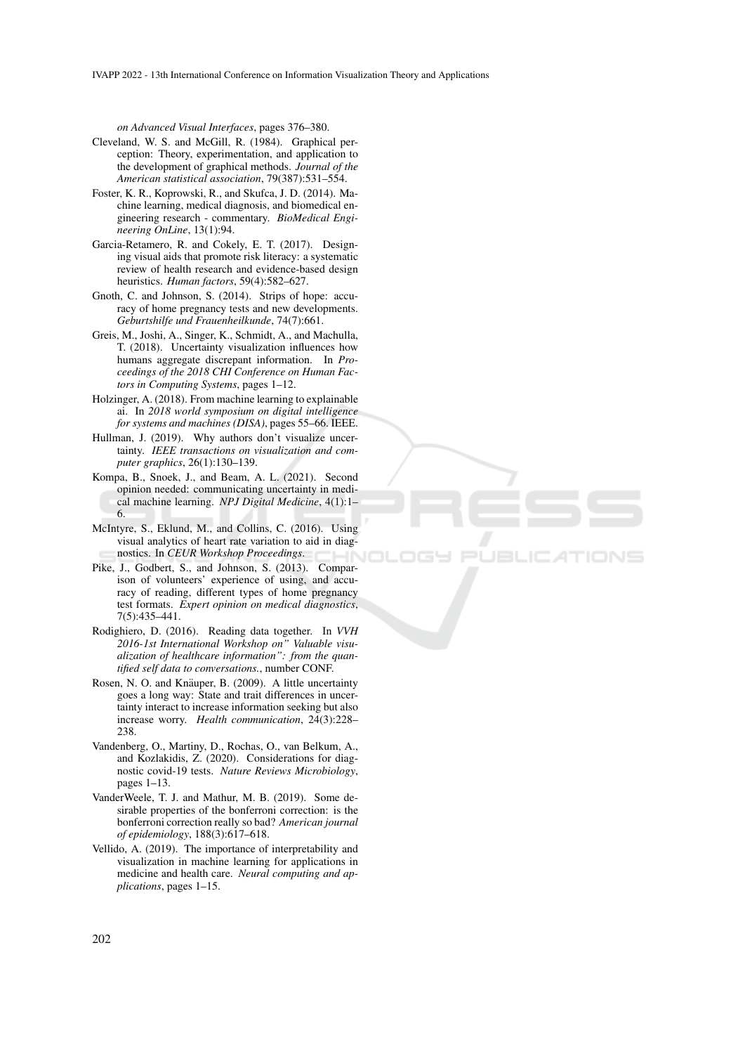*on Advanced Visual Interfaces*, pages 376–380.

Cleveland, W. S. and McGill, R. (1984). Graphical perception: Theory, experimentation, and application to the development of graphical methods. *Journal of the American statistical association*, 79(387):531–554.

Foster, K. R., Koprowski, R., and Skufca, J. D. (2014). Machine learning, medical diagnosis, and biomedical engineering research - commentary. *BioMedical Engineering OnLine*, 13(1):94.

Garcia-Retamero, R. and Cokely, E. T. (2017). Designing visual aids that promote risk literacy: a systematic review of health research and evidence-based design heuristics. *Human factors*, 59(4):582–627.

Gnoth, C. and Johnson, S. (2014). Strips of hope: accuracy of home pregnancy tests and new developments. *Geburtshilfe und Frauenheilkunde*, 74(7):661.

Greis, M., Joshi, A., Singer, K., Schmidt, A., and Machulla, T. (2018). Uncertainty visualization influences how humans aggregate discrepant information. In *Proceedings of the 2018 CHI Conference on Human Factors in Computing Systems*, pages 1–12.

Holzinger, A. (2018). From machine learning to explainable ai. In *2018 world symposium on digital intelligence for systems and machines (DISA)*, pages 55–66. IEEE.

Hullman, J. (2019). Why authors don't visualize uncertainty. *IEEE transactions on visualization and computer graphics*, 26(1):130–139.

Kompa, B., Snoek, J., and Beam, A. L. (2021). Second opinion needed: communicating uncertainty in medical machine learning. *NPJ Digital Medicine*, 4(1):1–6.

McIntyre, S., Eklund, M., and Collins, C. (2016). Using visual analytics of heart rate variation to aid in diagnostics. In *CEUR Workshop Proceedings*.

Pike, J., Godbert, S., and Johnson, S. (2013). Comparison of volunteers' experience of using, and accuracy of reading, different types of home pregnancy test formats. *Expert opinion on medical diagnostics*, 7(5):435–441.

Rodighiero, D. (2016). Reading data together. In *VVH 2016-1st International Workshop on" Valuable visualization of healthcare information": from the quantified self data to conversations.*, number CONF.

Rosen, N. O. and Knäuper, B. (2009). A little uncertainty goes a long way: State and trait differences in uncertainty interact to increase information seeking but also increase worry. *Health communication*, 24(3):228–238.

Vandenberg, O., Martiny, D., Rochas, O., van Belkum, A., and Kozlakidis, Z. (2020). Considerations for diagnostic covid-19 tests. *Nature Reviews Microbiology*, pages 1–13.

VanderWeele, T. J. and Mathur, M. B. (2019). Some desirable properties of the bonferroni correction: is the bonferroni correction really so bad? *American journal of epidemiology*, 188(3):617–618.

Vellido, A. (2019). The importance of interpretability and visualization in machine learning for applications in medicine and health care. *Neural computing and applications*, pages 1–15.